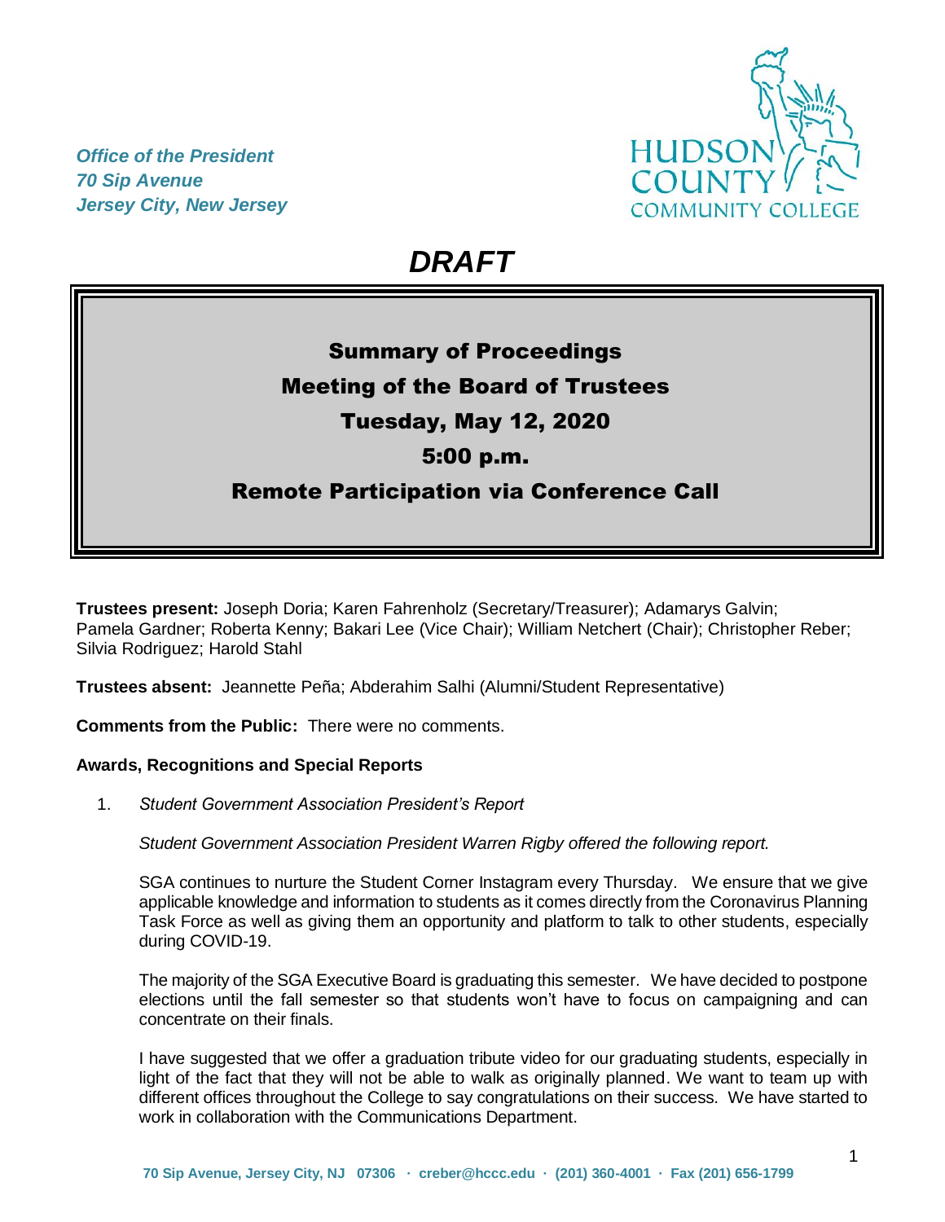*Office of the President*
*70 Sip Avenue*
*Jersey City, New Jersey*

HUDSON COUNTY COMMUNITY COLLEGE

# *DRAFT*

## Summary of Proceedings
## Meeting of the Board of Trustees
## Tuesday, May 12, 2020
## 5:00 p.m.
## Remote Participation via Conference Call

**Trustees present:** Joseph Doria; Karen Fahrenholz (Secretary/Treasurer); Adamarys Galvin; Pamela Gardner; Roberta Kenny; Bakari Lee (Vice Chair); William Netchert (Chair); Christopher Reber; Silvia Rodriguez; Harold Stahl

**Trustees absent:** Jeannette Peña; Abderahim Salhi (Alumni/Student Representative)

**Comments from the Public:** There were no comments.

**Awards, Recognitions and Special Reports**

1. *Student Government Association President's Report*

   *Student Government Association President Warren Rigby offered the following report.*

   SGA continues to nurture the Student Corner Instagram every Thursday. We ensure that we give applicable knowledge and information to students as it comes directly from the Coronavirus Planning Task Force as well as giving them an opportunity and platform to talk to other students, especially during COVID-19.

   The majority of the SGA Executive Board is graduating this semester. We have decided to postpone elections until the fall semester so that students won't have to focus on campaigning and can concentrate on their finals.

   I have suggested that we offer a graduation tribute video for our graduating students, especially in light of the fact that they will not be able to walk as originally planned. We want to team up with different offices throughout the College to say congratulations on their success. We have started to work in collaboration with the Communications Department.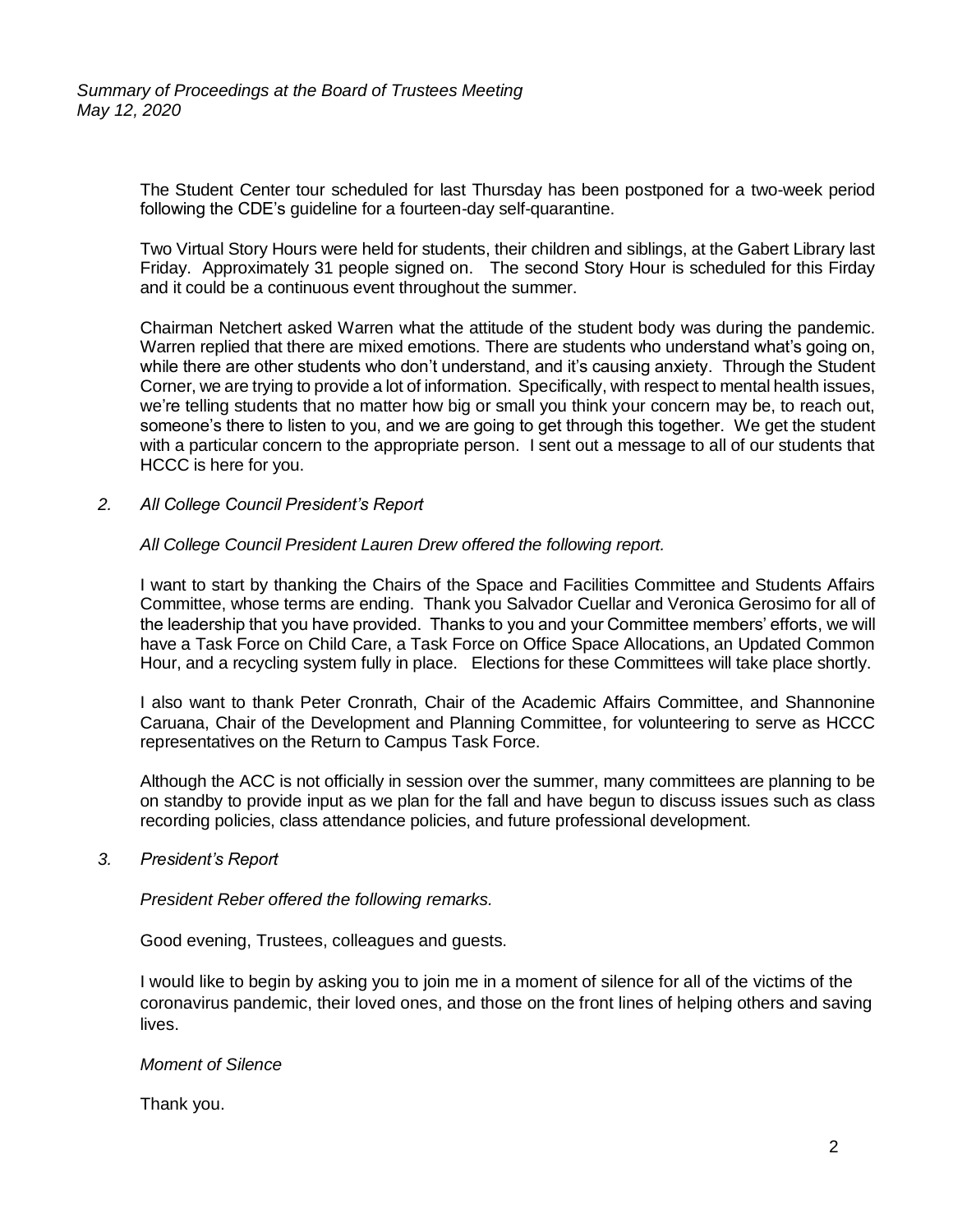The Student Center tour scheduled for last Thursday has been postponed for a two-week period following the CDE's guideline for a fourteen-day self-quarantine.

Two Virtual Story Hours were held for students, their children and siblings, at the Gabert Library last Friday. Approximately 31 people signed on. The second Story Hour is scheduled for this Firday and it could be a continuous event throughout the summer.

Chairman Netchert asked Warren what the attitude of the student body was during the pandemic. Warren replied that there are mixed emotions. There are students who understand what's going on, while there are other students who don't understand, and it's causing anxiety. Through the Student Corner, we are trying to provide a lot of information. Specifically, with respect to mental health issues, we're telling students that no matter how big or small you think your concern may be, to reach out, someone's there to listen to you, and we are going to get through this together. We get the student with a particular concern to the appropriate person. I sent out a message to all of our students that HCCC is here for you.

*2. All College Council President's Report*

*All College Council President Lauren Drew offered the following report.*

I want to start by thanking the Chairs of the Space and Facilities Committee and Students Affairs Committee, whose terms are ending. Thank you Salvador Cuellar and Veronica Gerosimo for all of the leadership that you have provided. Thanks to you and your Committee members' efforts, we will have a Task Force on Child Care, a Task Force on Office Space Allocations, an Updated Common Hour, and a recycling system fully in place. Elections for these Committees will take place shortly.

I also want to thank Peter Cronrath, Chair of the Academic Affairs Committee, and Shannonine Caruana, Chair of the Development and Planning Committee, for volunteering to serve as HCCC representatives on the Return to Campus Task Force.

Although the ACC is not officially in session over the summer, many committees are planning to be on standby to provide input as we plan for the fall and have begun to discuss issues such as class recording policies, class attendance policies, and future professional development.

*3. President's Report*

*President Reber offered the following remarks.*

Good evening, Trustees, colleagues and guests.

I would like to begin by asking you to join me in a moment of silence for all of the victims of the coronavirus pandemic, their loved ones, and those on the front lines of helping others and saving lives.

*Moment of Silence*

Thank you.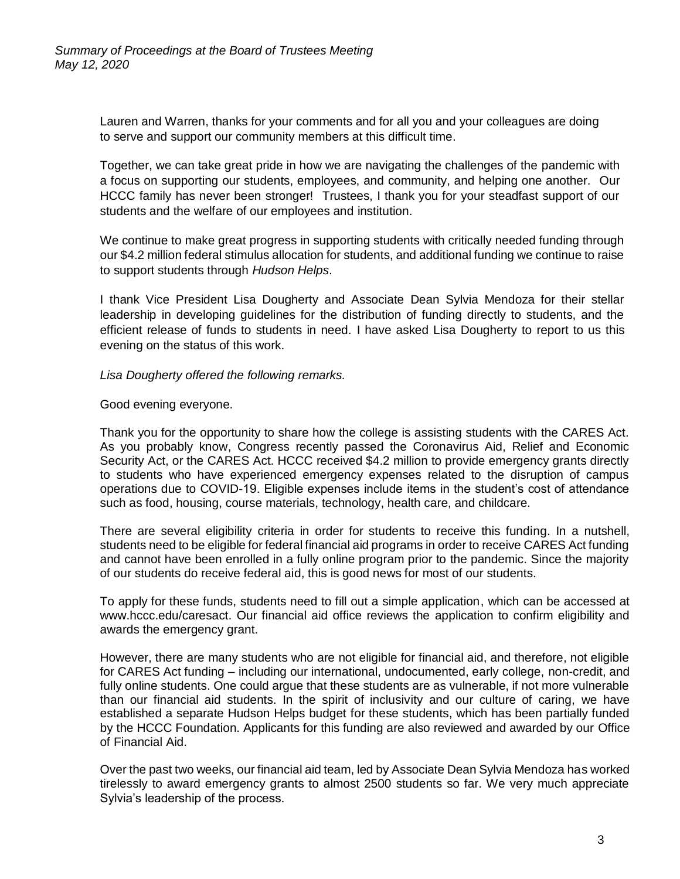Lauren and Warren, thanks for your comments and for all you and your colleagues are doing to serve and support our community members at this difficult time.

Together, we can take great pride in how we are navigating the challenges of the pandemic with a focus on supporting our students, employees, and community, and helping one another. Our HCCC family has never been stronger! Trustees, I thank you for your steadfast support of our students and the welfare of our employees and institution.

We continue to make great progress in supporting students with critically needed funding through our $4.2 million federal stimulus allocation for students, and additional funding we continue to raise to support students through *Hudson Helps*.

I thank Vice President Lisa Dougherty and Associate Dean Sylvia Mendoza for their stellar leadership in developing guidelines for the distribution of funding directly to students, and the efficient release of funds to students in need. I have asked Lisa Dougherty to report to us this evening on the status of this work.

*Lisa Dougherty offered the following remarks.*

Good evening everyone.

Thank you for the opportunity to share how the college is assisting students with the CARES Act. As you probably know, Congress recently passed the Coronavirus Aid, Relief and Economic Security Act, or the CARES Act. HCCC received $4.2 million to provide emergency grants directly to students who have experienced emergency expenses related to the disruption of campus operations due to COVID-19. Eligible expenses include items in the student's cost of attendance such as food, housing, course materials, technology, health care, and childcare.

There are several eligibility criteria in order for students to receive this funding. In a nutshell, students need to be eligible for federal financial aid programs in order to receive CARES Act funding and cannot have been enrolled in a fully online program prior to the pandemic. Since the majority of our students do receive federal aid, this is good news for most of our students.

To apply for these funds, students need to fill out a simple application, which can be accessed at www.hccc.edu/caresact. Our financial aid office reviews the application to confirm eligibility and awards the emergency grant.

However, there are many students who are not eligible for financial aid, and therefore, not eligible for CARES Act funding – including our international, undocumented, early college, non-credit, and fully online students. One could argue that these students are as vulnerable, if not more vulnerable than our financial aid students. In the spirit of inclusivity and our culture of caring, we have established a separate Hudson Helps budget for these students, which has been partially funded by the HCCC Foundation. Applicants for this funding are also reviewed and awarded by our Office of Financial Aid.

Over the past two weeks, our financial aid team, led by Associate Dean Sylvia Mendoza has worked tirelessly to award emergency grants to almost 2500 students so far. We very much appreciate Sylvia's leadership of the process.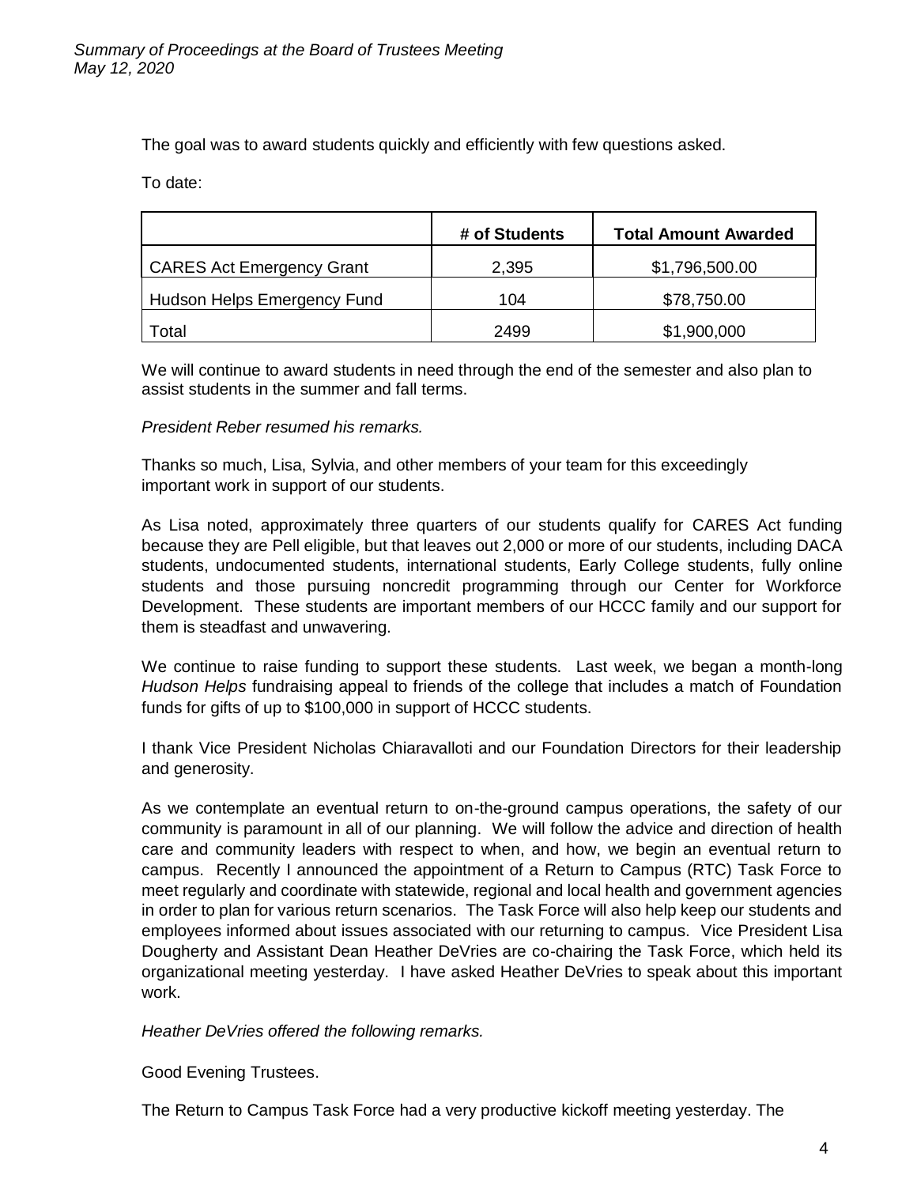The goal was to award students quickly and efficiently with few questions asked.

To date:

| | # of Students | Total Amount Awarded |
|---|---|---|
| CARES Act Emergency Grant | 2,395 | $1,796,500.00 |
| Hudson Helps Emergency Fund | 104 | $78,750.00 |
| Total | 2499 | $1,900,000 |

We will continue to award students in need through the end of the semester and also plan to assist students in the summer and fall terms.

*President Reber resumed his remarks.*

Thanks so much, Lisa, Sylvia, and other members of your team for this exceedingly important work in support of our students.

As Lisa noted, approximately three quarters of our students qualify for CARES Act funding because they are Pell eligible, but that leaves out 2,000 or more of our students, including DACA students, undocumented students, international students, Early College students, fully online students and those pursuing noncredit programming through our Center for Workforce Development. These students are important members of our HCCC family and our support for them is steadfast and unwavering.

We continue to raise funding to support these students. Last week, we began a month-long *Hudson Helps* fundraising appeal to friends of the college that includes a match of Foundation funds for gifts of up to $100,000 in support of HCCC students.

I thank Vice President Nicholas Chiaravalloti and our Foundation Directors for their leadership and generosity.

As we contemplate an eventual return to on-the-ground campus operations, the safety of our community is paramount in all of our planning. We will follow the advice and direction of health care and community leaders with respect to when, and how, we begin an eventual return to campus. Recently I announced the appointment of a Return to Campus (RTC) Task Force to meet regularly and coordinate with statewide, regional and local health and government agencies in order to plan for various return scenarios. The Task Force will also help keep our students and employees informed about issues associated with our returning to campus. Vice President Lisa Dougherty and Assistant Dean Heather DeVries are co-chairing the Task Force, which held its organizational meeting yesterday. I have asked Heather DeVries to speak about this important work.

*Heather DeVries offered the following remarks.*

Good Evening Trustees.

The Return to Campus Task Force had a very productive kickoff meeting yesterday. The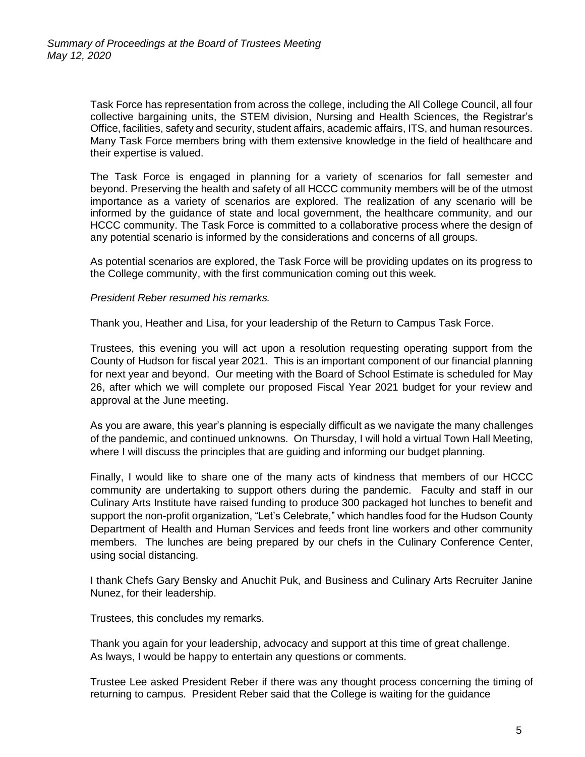Task Force has representation from across the college, including the All College Council, all four collective bargaining units, the STEM division, Nursing and Health Sciences, the Registrar's Office, facilities, safety and security, student affairs, academic affairs, ITS, and human resources. Many Task Force members bring with them extensive knowledge in the field of healthcare and their expertise is valued.

The Task Force is engaged in planning for a variety of scenarios for fall semester and beyond. Preserving the health and safety of all HCCC community members will be of the utmost importance as a variety of scenarios are explored. The realization of any scenario will be informed by the guidance of state and local government, the healthcare community, and our HCCC community. The Task Force is committed to a collaborative process where the design of any potential scenario is informed by the considerations and concerns of all groups.

As potential scenarios are explored, the Task Force will be providing updates on its progress to the College community, with the first communication coming out this week.

*President Reber resumed his remarks.*

Thank you, Heather and Lisa, for your leadership of the Return to Campus Task Force.

Trustees, this evening you will act upon a resolution requesting operating support from the County of Hudson for fiscal year 2021. This is an important component of our financial planning for next year and beyond. Our meeting with the Board of School Estimate is scheduled for May 26, after which we will complete our proposed Fiscal Year 2021 budget for your review and approval at the June meeting.

As you are aware, this year's planning is especially difficult as we navigate the many challenges of the pandemic, and continued unknowns. On Thursday, I will hold a virtual Town Hall Meeting, where I will discuss the principles that are guiding and informing our budget planning.

Finally, I would like to share one of the many acts of kindness that members of our HCCC community are undertaking to support others during the pandemic. Faculty and staff in our Culinary Arts Institute have raised funding to produce 300 packaged hot lunches to benefit and support the non-profit organization, "Let's Celebrate," which handles food for the Hudson County Department of Health and Human Services and feeds front line workers and other community members. The lunches are being prepared by our chefs in the Culinary Conference Center, using social distancing.

I thank Chefs Gary Bensky and Anuchit Puk, and Business and Culinary Arts Recruiter Janine Nunez, for their leadership.

Trustees, this concludes my remarks.

Thank you again for your leadership, advocacy and support at this time of great challenge. As lways, I would be happy to entertain any questions or comments.

Trustee Lee asked President Reber if there was any thought process concerning the timing of returning to campus. President Reber said that the College is waiting for the guidance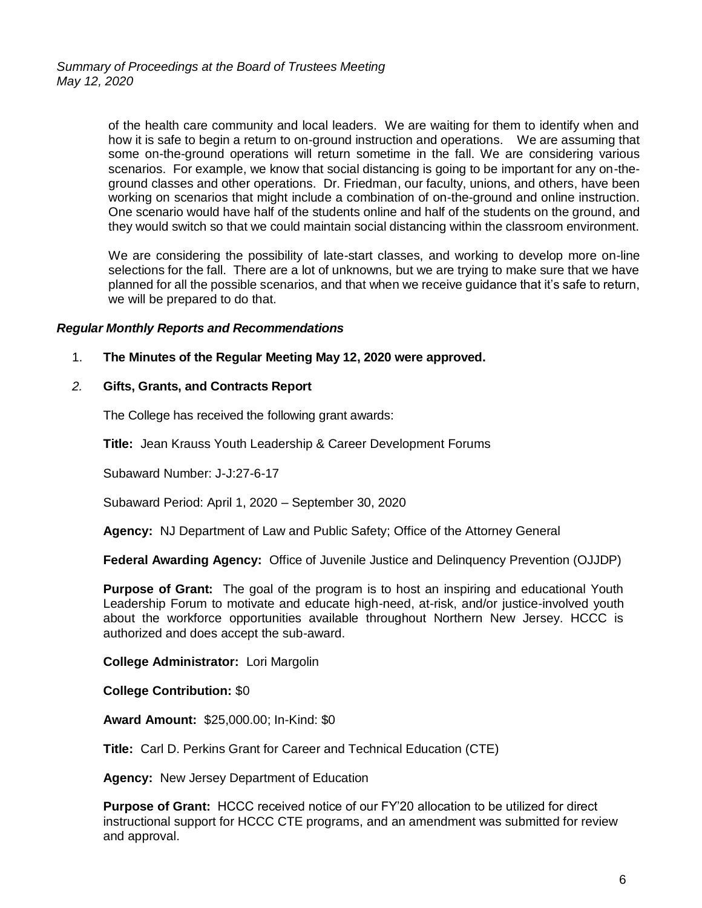of the health care community and local leaders. We are waiting for them to identify when and how it is safe to begin a return to on-ground instruction and operations. We are assuming that some on-the-ground operations will return sometime in the fall. We are considering various scenarios. For example, we know that social distancing is going to be important for any on-the-ground classes and other operations. Dr. Friedman, our faculty, unions, and others, have been working on scenarios that might include a combination of on-the-ground and online instruction. One scenario would have half of the students online and half of the students on the ground, and they would switch so that we could maintain social distancing within the classroom environment.

We are considering the possibility of late-start classes, and working to develop more on-line selections for the fall. There are a lot of unknowns, but we are trying to make sure that we have planned for all the possible scenarios, and that when we receive guidance that it's safe to return, we will be prepared to do that.

***Regular Monthly Reports and Recommendations***

1. **The Minutes of the Regular Meeting May 12, 2020 were approved.**

*2.* **Gifts, Grants, and Contracts Report**

The College has received the following grant awards:

**Title:** Jean Krauss Youth Leadership & Career Development Forums

Subaward Number: J-J:27-6-17

Subaward Period: April 1, 2020 – September 30, 2020

**Agency:** NJ Department of Law and Public Safety; Office of the Attorney General

**Federal Awarding Agency:** Office of Juvenile Justice and Delinquency Prevention (OJJDP)

**Purpose of Grant:** The goal of the program is to host an inspiring and educational Youth Leadership Forum to motivate and educate high-need, at-risk, and/or justice-involved youth about the workforce opportunities available throughout Northern New Jersey. HCCC is authorized and does accept the sub-award.

**College Administrator:** Lori Margolin

**College Contribution:** $0

**Award Amount:** $25,000.00; In-Kind: $0

**Title:** Carl D. Perkins Grant for Career and Technical Education (CTE)

**Agency:** New Jersey Department of Education

**Purpose of Grant:** HCCC received notice of our FY'20 allocation to be utilized for direct instructional support for HCCC CTE programs, and an amendment was submitted for review and approval.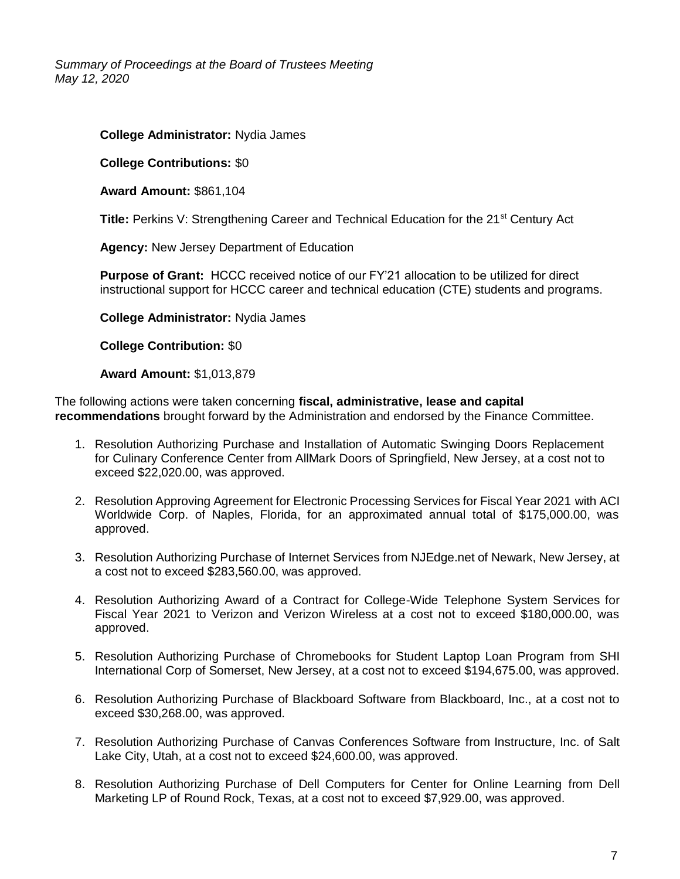**College Administrator:** Nydia James

**College Contributions:** $0

**Award Amount:** $861,104

**Title:** Perkins V: Strengthening Career and Technical Education for the 21st Century Act

**Agency:** New Jersey Department of Education

**Purpose of Grant:** HCCC received notice of our FY'21 allocation to be utilized for direct instructional support for HCCC career and technical education (CTE) students and programs.

**College Administrator:** Nydia James

**College Contribution:** $0

**Award Amount:** $1,013,879

The following actions were taken concerning **fiscal, administrative, lease and capital recommendations** brought forward by the Administration and endorsed by the Finance Committee.

1. Resolution Authorizing Purchase and Installation of Automatic Swinging Doors Replacement for Culinary Conference Center from AllMark Doors of Springfield, New Jersey, at a cost not to exceed $22,020.00, was approved.
2. Resolution Approving Agreement for Electronic Processing Services for Fiscal Year 2021 with ACI Worldwide Corp. of Naples, Florida, for an approximated annual total of $175,000.00, was approved.
3. Resolution Authorizing Purchase of Internet Services from NJEdge.net of Newark, New Jersey, at a cost not to exceed $283,560.00, was approved.
4. Resolution Authorizing Award of a Contract for College-Wide Telephone System Services for Fiscal Year 2021 to Verizon and Verizon Wireless at a cost not to exceed $180,000.00, was approved.
5. Resolution Authorizing Purchase of Chromebooks for Student Laptop Loan Program from SHI International Corp of Somerset, New Jersey, at a cost not to exceed $194,675.00, was approved.
6. Resolution Authorizing Purchase of Blackboard Software from Blackboard, Inc., at a cost not to exceed $30,268.00, was approved.
7. Resolution Authorizing Purchase of Canvas Conferences Software from Instructure, Inc. of Salt Lake City, Utah, at a cost not to exceed $24,600.00, was approved.
8. Resolution Authorizing Purchase of Dell Computers for Center for Online Learning from Dell Marketing LP of Round Rock, Texas, at a cost not to exceed $7,929.00, was approved.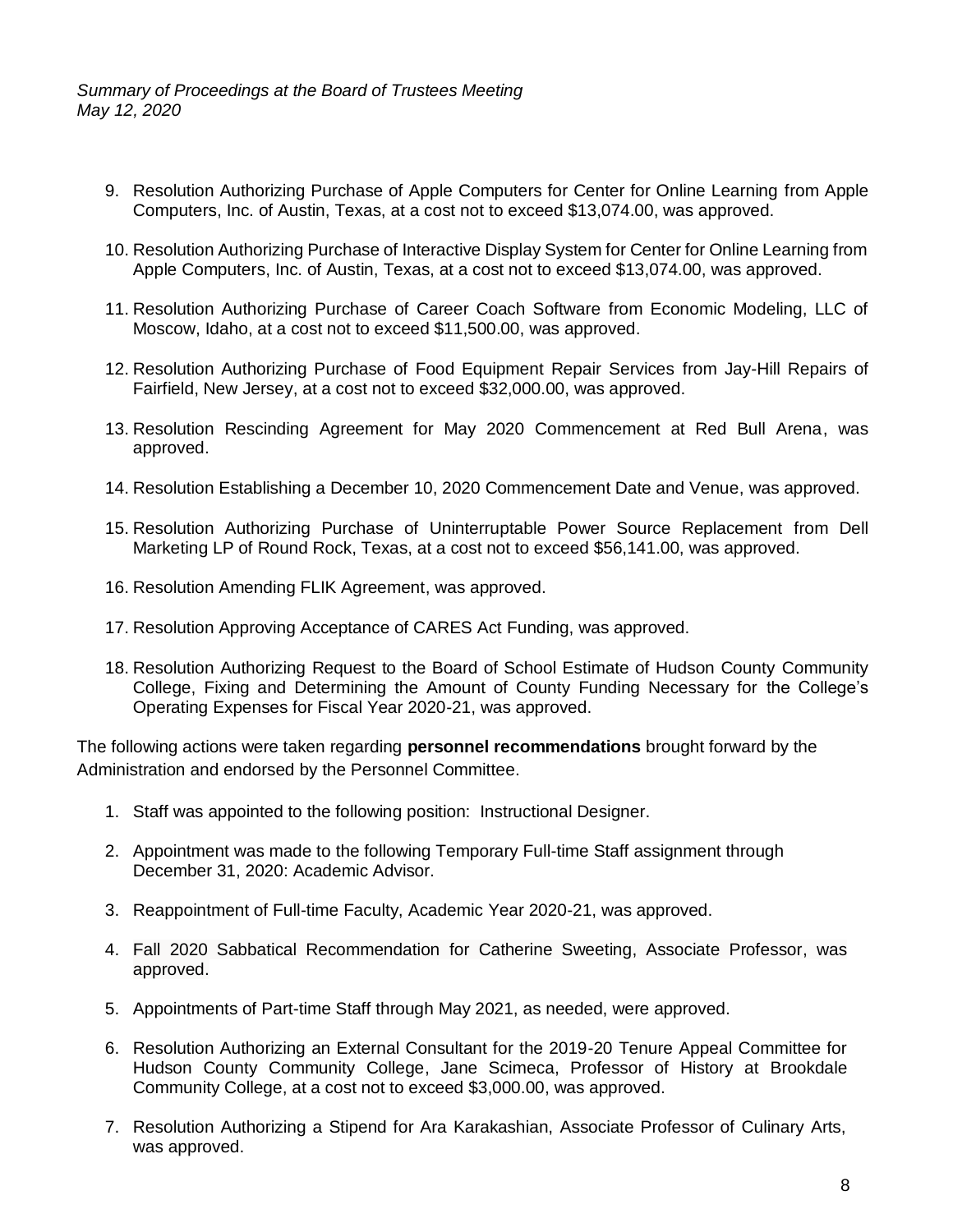9. Resolution Authorizing Purchase of Apple Computers for Center for Online Learning from Apple Computers, Inc. of Austin, Texas, at a cost not to exceed $13,074.00, was approved.

10. Resolution Authorizing Purchase of Interactive Display System for Center for Online Learning from Apple Computers, Inc. of Austin, Texas, at a cost not to exceed $13,074.00, was approved.

11. Resolution Authorizing Purchase of Career Coach Software from Economic Modeling, LLC of Moscow, Idaho, at a cost not to exceed $11,500.00, was approved.

12. Resolution Authorizing Purchase of Food Equipment Repair Services from Jay-Hill Repairs of Fairfield, New Jersey, at a cost not to exceed $32,000.00, was approved.

13. Resolution Rescinding Agreement for May 2020 Commencement at Red Bull Arena, was approved.

14. Resolution Establishing a December 10, 2020 Commencement Date and Venue, was approved.

15. Resolution Authorizing Purchase of Uninterruptable Power Source Replacement from Dell Marketing LP of Round Rock, Texas, at a cost not to exceed $56,141.00, was approved.

16. Resolution Amending FLIK Agreement, was approved.

17. Resolution Approving Acceptance of CARES Act Funding, was approved.

18. Resolution Authorizing Request to the Board of School Estimate of Hudson County Community College, Fixing and Determining the Amount of County Funding Necessary for the College's Operating Expenses for Fiscal Year 2020-21, was approved.

The following actions were taken regarding **personnel recommendations** brought forward by the Administration and endorsed by the Personnel Committee.

1. Staff was appointed to the following position: Instructional Designer.

2. Appointment was made to the following Temporary Full-time Staff assignment through December 31, 2020: Academic Advisor.

3. Reappointment of Full-time Faculty, Academic Year 2020-21, was approved.

4. Fall 2020 Sabbatical Recommendation for Catherine Sweeting, Associate Professor, was approved.

5. Appointments of Part-time Staff through May 2021, as needed, were approved.

6. Resolution Authorizing an External Consultant for the 2019-20 Tenure Appeal Committee for Hudson County Community College, Jane Scimeca, Professor of History at Brookdale Community College, at a cost not to exceed $3,000.00, was approved.

7. Resolution Authorizing a Stipend for Ara Karakashian, Associate Professor of Culinary Arts, was approved.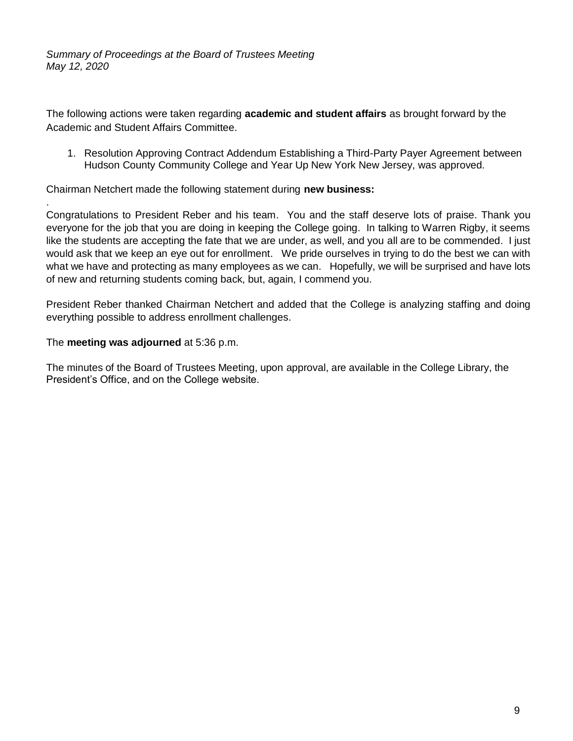The following actions were taken regarding **academic and student affairs** as brought forward by the Academic and Student Affairs Committee.

1. Resolution Approving Contract Addendum Establishing a Third-Party Payer Agreement between Hudson County Community College and Year Up New York New Jersey, was approved.

Chairman Netchert made the following statement during **new business:**

.

Congratulations to President Reber and his team. You and the staff deserve lots of praise. Thank you everyone for the job that you are doing in keeping the College going. In talking to Warren Rigby, it seems like the students are accepting the fate that we are under, as well, and you all are to be commended. I just would ask that we keep an eye out for enrollment. We pride ourselves in trying to do the best we can with what we have and protecting as many employees as we can. Hopefully, we will be surprised and have lots of new and returning students coming back, but, again, I commend you.

President Reber thanked Chairman Netchert and added that the College is analyzing staffing and doing everything possible to address enrollment challenges.

The **meeting was adjourned** at 5:36 p.m.

The minutes of the Board of Trustees Meeting, upon approval, are available in the College Library, the President's Office, and on the College website.